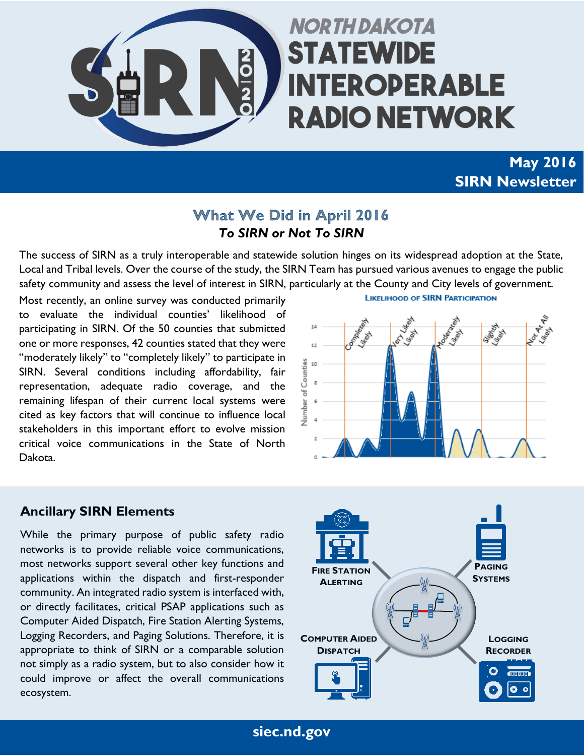# NORTH DAKOTA STATEWIDE INTEROPERABLE RADIO NETWORK

**May 2016**
**SIRN Newsletter**

## What We Did in April 2016

### *To SIRN or Not To SIRN*

The success of SIRN as a truly interoperable and statewide solution hinges on its widespread adoption at the State, Local and Tribal levels. Over the course of the study, the SIRN Team has pursued various avenues to engage the public safety community and assess the level of interest in SIRN, particularly at the County and City levels of government.

Most recently, an online survey was conducted primarily to evaluate the individual counties' likelihood of participating in SIRN. Of the 50 counties that submitted one or more responses, 42 counties stated that they were "moderately likely" to "completely likely" to participate in SIRN. Several conditions including affordability, fair representation, adequate radio coverage, and the remaining lifespan of their current local systems were cited as key factors that will continue to influence local stakeholders in this important effort to evolve mission critical voice communications in the State of North Dakota.

## Ancillary SIRN Elements

While the primary purpose of public safety radio networks is to provide reliable voice communications, most networks support several other key functions and applications within the dispatch and first-responder community. An integrated radio system is interfaced with, or directly facilitates, critical PSAP applications such as Computer Aided Dispatch, Fire Station Alerting Systems, Logging Recorders, and Paging Solutions. Therefore, it is appropriate to think of SIRN or a comparable solution not simply as a radio system, but to also consider how it could improve or affect the overall communications ecosystem.

siec.nd.gov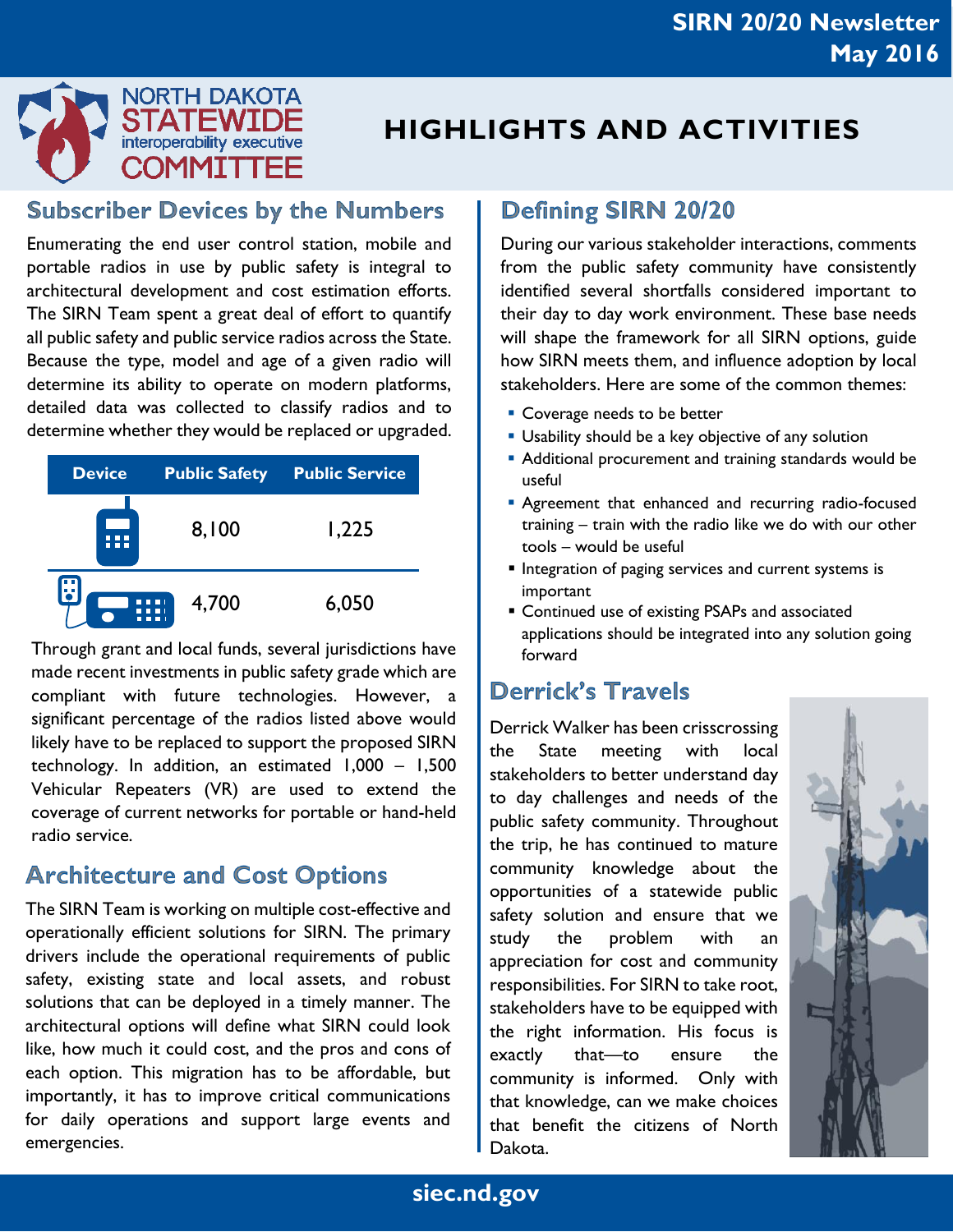SIRN 20/20 Newsletter
May 2016

NORTH DAKOTA STATEWIDE interoperability executive COMMITTEE

# HIGHLIGHTS AND ACTIVITIES

## Subscriber Devices by the Numbers

Enumerating the end user control station, mobile and portable radios in use by public safety is integral to architectural development and cost estimation efforts. The SIRN Team spent a great deal of effort to quantify all public safety and public service radios across the State. Because the type, model and age of a given radio will determine its ability to operate on modern platforms, detailed data was collected to classify radios and to determine whether they would be replaced or upgraded.

| Device | Public Safety | Public Service |
|---|---|---|
| | 8,100 | 1,225 |
| | 4,700 | 6,050 |

Through grant and local funds, several jurisdictions have made recent investments in public safety grade which are compliant with future technologies. However, a significant percentage of the radios listed above would likely have to be replaced to support the proposed SIRN technology. In addition, an estimated 1,000 – 1,500 Vehicular Repeaters (VR) are used to extend the coverage of current networks for portable or hand-held radio service.

## Architecture and Cost Options

The SIRN Team is working on multiple cost-effective and operationally efficient solutions for SIRN. The primary drivers include the operational requirements of public safety, existing state and local assets, and robust solutions that can be deployed in a timely manner. The architectural options will define what SIRN could look like, how much it could cost, and the pros and cons of each option. This migration has to be affordable, but importantly, it has to improve critical communications for daily operations and support large events and emergencies.

## Defining SIRN 20/20

During our various stakeholder interactions, comments from the public safety community have consistently identified several shortfalls considered important to their day to day work environment. These base needs will shape the framework for all SIRN options, guide how SIRN meets them, and influence adoption by local stakeholders. Here are some of the common themes:

- Coverage needs to be better
- Usability should be a key objective of any solution
- Additional procurement and training standards would be useful
- Agreement that enhanced and recurring radio-focused training – train with the radio like we do with our other tools – would be useful
- Integration of paging services and current systems is important
- Continued use of existing PSAPs and associated applications should be integrated into any solution going forward

## Derrick's Travels

Derrick Walker has been crisscrossing the State meeting with local stakeholders to better understand day to day challenges and needs of the public safety community. Throughout the trip, he has continued to mature community knowledge about the opportunities of a statewide public safety solution and ensure that we study the problem with an appreciation for cost and community responsibilities. For SIRN to take root, stakeholders have to be equipped with the right information. His focus is exactly that—to ensure the community is informed. Only with that knowledge, can we make choices that benefit the citizens of North Dakota.

siec.nd.gov